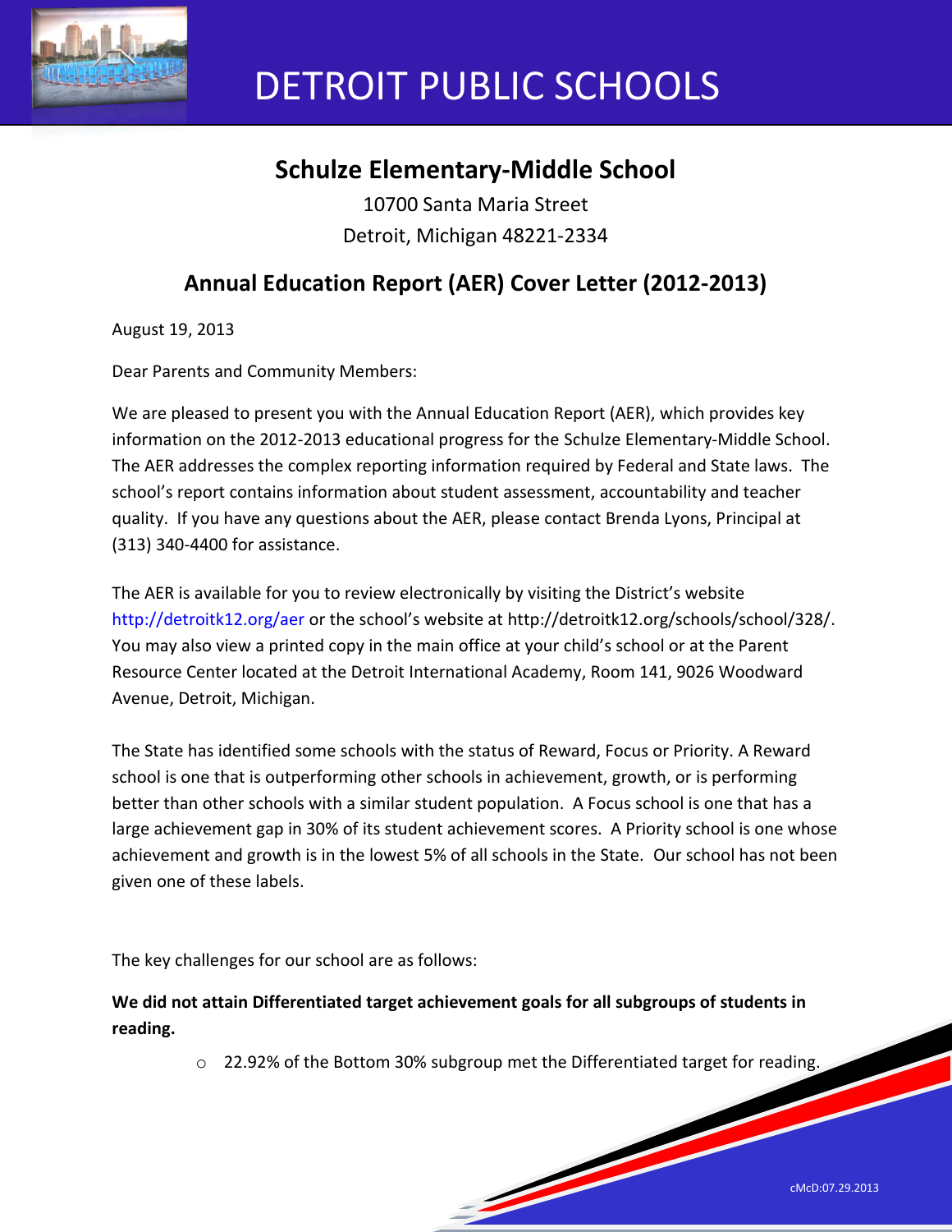# DETROIT PUBLIC SCHOOLS

## Schulze Elementary-Middle School

10700 Santa Maria Street

Detroit, Michigan 48221-2334

## Annual Education Report (AER) Cover Letter (2012-2013)

August 19, 2013

Dear Parents and Community Members:

We are pleased to present you with the Annual Education Report (AER), which provides key information on the 2012-2013 educational progress for the Schulze Elementary-Middle School. The AER addresses the complex reporting information required by Federal and State laws. The school's report contains information about student assessment, accountability and teacher quality. If you have any questions about the AER, please contact Brenda Lyons, Principal at (313) 340-4400 for assistance.

The AER is available for you to review electronically by visiting the District's website http://detroitk12.org/aer or the school's website at http://detroitk12.org/schools/school/328/. You may also view a printed copy in the main office at your child's school or at the Parent Resource Center located at the Detroit International Academy, Room 141, 9026 Woodward Avenue, Detroit, Michigan.

The State has identified some schools with the status of Reward, Focus or Priority. A Reward school is one that is outperforming other schools in achievement, growth, or is performing better than other schools with a similar student population. A Focus school is one that has a large achievement gap in 30% of its student achievement scores. A Priority school is one whose achievement and growth is in the lowest 5% of all schools in the State. Our school has not been given one of these labels.

The key challenges for our school are as follows:

**We did not attain Differentiated target achievement goals for all subgroups of students in reading.**

- 22.92% of the Bottom 30% subgroup met the Differentiated target for reading.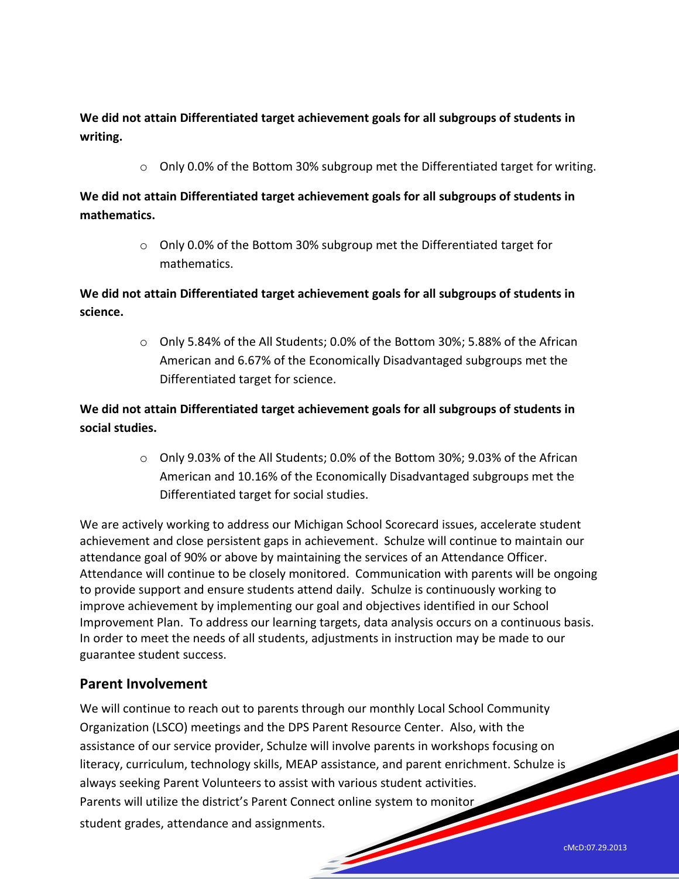**We did not attain Differentiated target achievement goals for all subgroups of students in writing.**

- Only 0.0% of the Bottom 30% subgroup met the Differentiated target for writing.

**We did not attain Differentiated target achievement goals for all subgroups of students in mathematics.**

- Only 0.0% of the Bottom 30% subgroup met the Differentiated target for mathematics.

**We did not attain Differentiated target achievement goals for all subgroups of students in science.**

- Only 5.84% of the All Students; 0.0% of the Bottom 30%; 5.88% of the African American and 6.67% of the Economically Disadvantaged subgroups met the Differentiated target for science.

**We did not attain Differentiated target achievement goals for all subgroups of students in social studies.**

- Only 9.03% of the All Students; 0.0% of the Bottom 30%; 9.03% of the African American and 10.16% of the Economically Disadvantaged subgroups met the Differentiated target for social studies.

We are actively working to address our Michigan School Scorecard issues, accelerate student achievement and close persistent gaps in achievement. Schulze will continue to maintain our attendance goal of 90% or above by maintaining the services of an Attendance Officer. Attendance will continue to be closely monitored. Communication with parents will be ongoing to provide support and ensure students attend daily. Schulze is continuously working to improve achievement by implementing our goal and objectives identified in our School Improvement Plan. To address our learning targets, data analysis occurs on a continuous basis. In order to meet the needs of all students, adjustments in instruction may be made to our guarantee student success.

## Parent Involvement

We will continue to reach out to parents through our monthly Local School Community Organization (LSCO) meetings and the DPS Parent Resource Center. Also, with the assistance of our service provider, Schulze will involve parents in workshops focusing on literacy, curriculum, technology skills, MEAP assistance, and parent enrichment. Schulze is always seeking Parent Volunteers to assist with various student activities. Parents will utilize the district's Parent Connect online system to monitor student grades, attendance and assignments.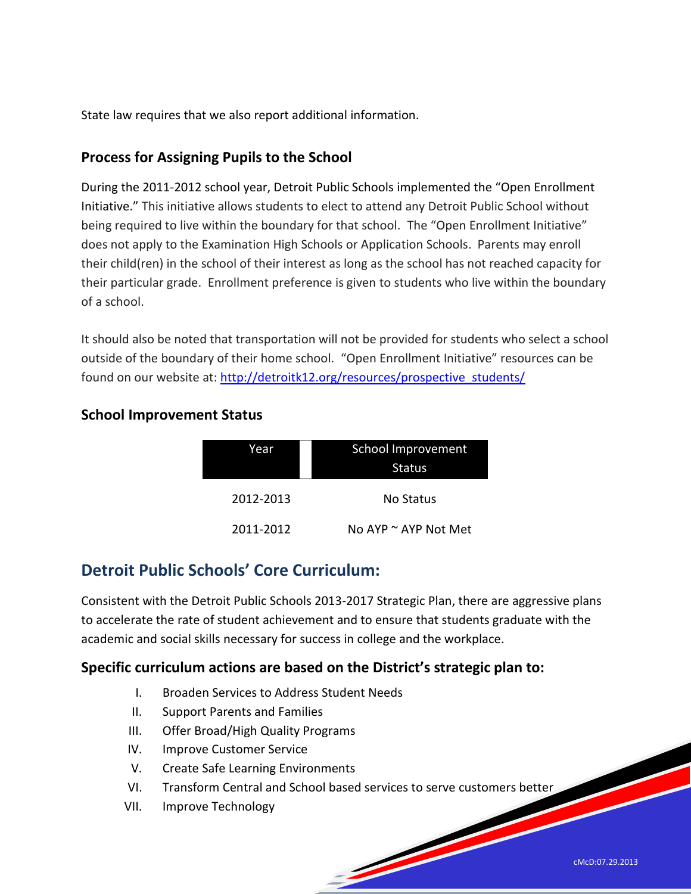State law requires that we also report additional information.

## Process for Assigning Pupils to the School

During the 2011-2012 school year, Detroit Public Schools implemented the "Open Enrollment Initiative." This initiative allows students to elect to attend any Detroit Public School without being required to live within the boundary for that school. The "Open Enrollment Initiative" does not apply to the Examination High Schools or Application Schools. Parents may enroll their child(ren) in the school of their interest as long as the school has not reached capacity for their particular grade. Enrollment preference is given to students who live within the boundary of a school.

It should also be noted that transportation will not be provided for students who select a school outside of the boundary of their home school. "Open Enrollment Initiative" resources can be found on our website at: http://detroitk12.org/resources/prospective_students/

## School Improvement Status

| Year | School Improvement Status |
|---|---|
| 2012-2013 | No Status |
| 2011-2012 | No AYP ~ AYP Not Met |

# Detroit Public Schools' Core Curriculum:

Consistent with the Detroit Public Schools 2013-2017 Strategic Plan, there are aggressive plans to accelerate the rate of student achievement and to ensure that students graduate with the academic and social skills necessary for success in college and the workplace.

## Specific curriculum actions are based on the District's strategic plan to:

I. Broaden Services to Address Student Needs
II. Support Parents and Families
III. Offer Broad/High Quality Programs
IV. Improve Customer Service
V. Create Safe Learning Environments
VI. Transform Central and School based services to serve customers better
VII. Improve Technology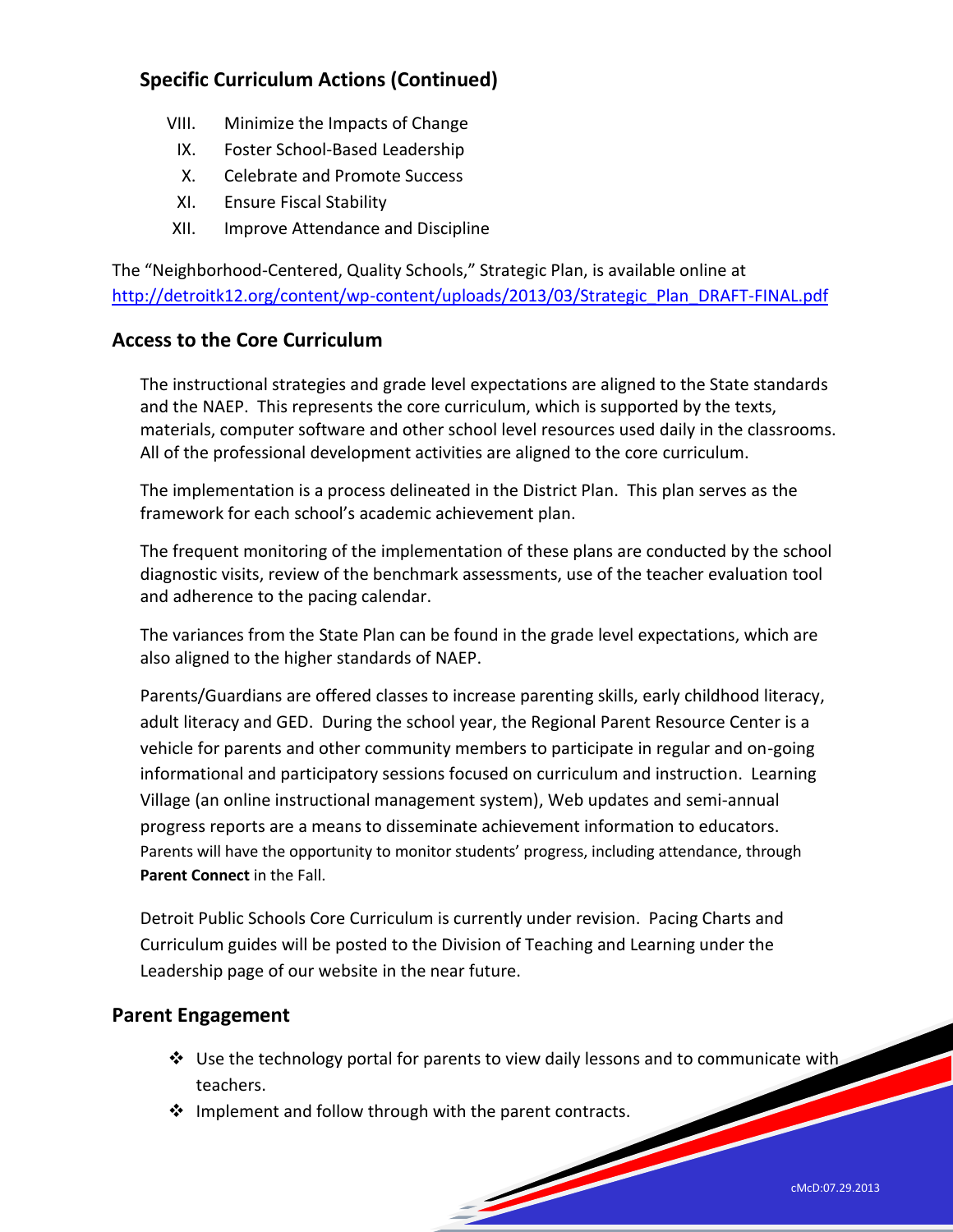## Specific Curriculum Actions (Continued)

VIII. Minimize the Impacts of Change
IX. Foster School-Based Leadership
X. Celebrate and Promote Success
XI. Ensure Fiscal Stability
XII. Improve Attendance and Discipline

The "Neighborhood-Centered, Quality Schools," Strategic Plan, is available online at http://detroitk12.org/content/wp-content/uploads/2013/03/Strategic_Plan_DRAFT-FINAL.pdf

## Access to the Core Curriculum

The instructional strategies and grade level expectations are aligned to the State standards and the NAEP. This represents the core curriculum, which is supported by the texts, materials, computer software and other school level resources used daily in the classrooms. All of the professional development activities are aligned to the core curriculum.

The implementation is a process delineated in the District Plan. This plan serves as the framework for each school's academic achievement plan.

The frequent monitoring of the implementation of these plans are conducted by the school diagnostic visits, review of the benchmark assessments, use of the teacher evaluation tool and adherence to the pacing calendar.

The variances from the State Plan can be found in the grade level expectations, which are also aligned to the higher standards of NAEP.

Parents/Guardians are offered classes to increase parenting skills, early childhood literacy, adult literacy and GED. During the school year, the Regional Parent Resource Center is a vehicle for parents and other community members to participate in regular and on-going informational and participatory sessions focused on curriculum and instruction. Learning Village (an online instructional management system), Web updates and semi-annual progress reports are a means to disseminate achievement information to educators. Parents will have the opportunity to monitor students' progress, including attendance, through **Parent Connect** in the Fall.

Detroit Public Schools Core Curriculum is currently under revision. Pacing Charts and Curriculum guides will be posted to the Division of Teaching and Learning under the Leadership page of our website in the near future.

## Parent Engagement

- Use the technology portal for parents to view daily lessons and to communicate with teachers.
- Implement and follow through with the parent contracts.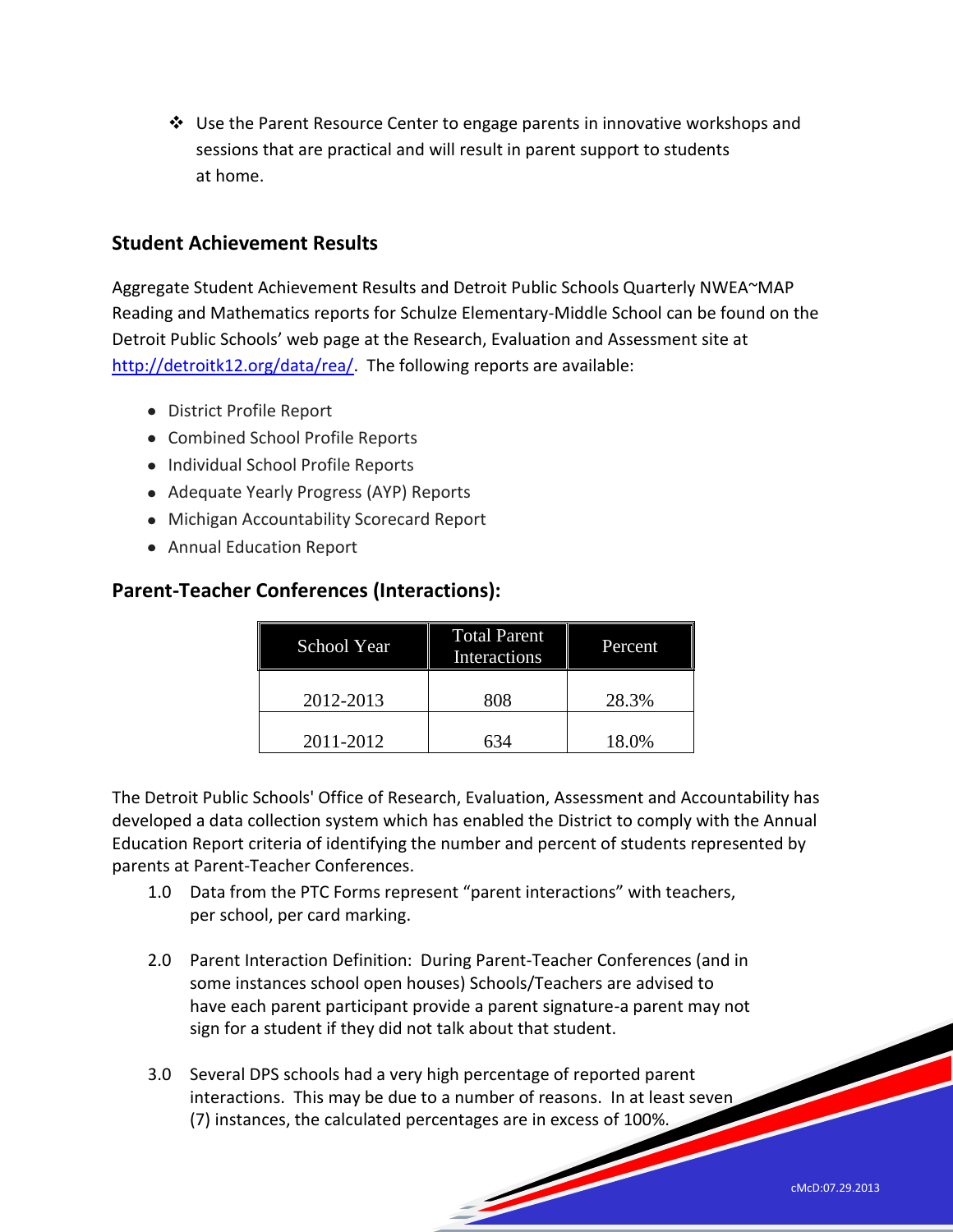- Use the Parent Resource Center to engage parents in innovative workshops and sessions that are practical and will result in parent support to students at home.

## Student Achievement Results

Aggregate Student Achievement Results and Detroit Public Schools Quarterly NWEA~MAP Reading and Mathematics reports for Schulze Elementary-Middle School can be found on the Detroit Public Schools' web page at the Research, Evaluation and Assessment site at http://detroitk12.org/data/rea/. The following reports are available:

- District Profile Report
- Combined School Profile Reports
- Individual School Profile Reports
- Adequate Yearly Progress (AYP) Reports
- Michigan Accountability Scorecard Report
- Annual Education Report

## Parent-Teacher Conferences (Interactions):

| School Year | Total Parent Interactions | Percent |
|---|---|---|
| 2012-2013 | 808 | 28.3% |
| 2011-2012 | 634 | 18.0% |

The Detroit Public Schools' Office of Research, Evaluation, Assessment and Accountability has developed a data collection system which has enabled the District to comply with the Annual Education Report criteria of identifying the number and percent of students represented by parents at Parent-Teacher Conferences.

1.0 Data from the PTC Forms represent "parent interactions" with teachers, per school, per card marking.

2.0 Parent Interaction Definition: During Parent-Teacher Conferences (and in some instances school open houses) Schools/Teachers are advised to have each parent participant provide a parent signature-a parent may not sign for a student if they did not talk about that student.

3.0 Several DPS schools had a very high percentage of reported parent interactions. This may be due to a number of reasons. In at least seven (7) instances, the calculated percentages are in excess of 100%.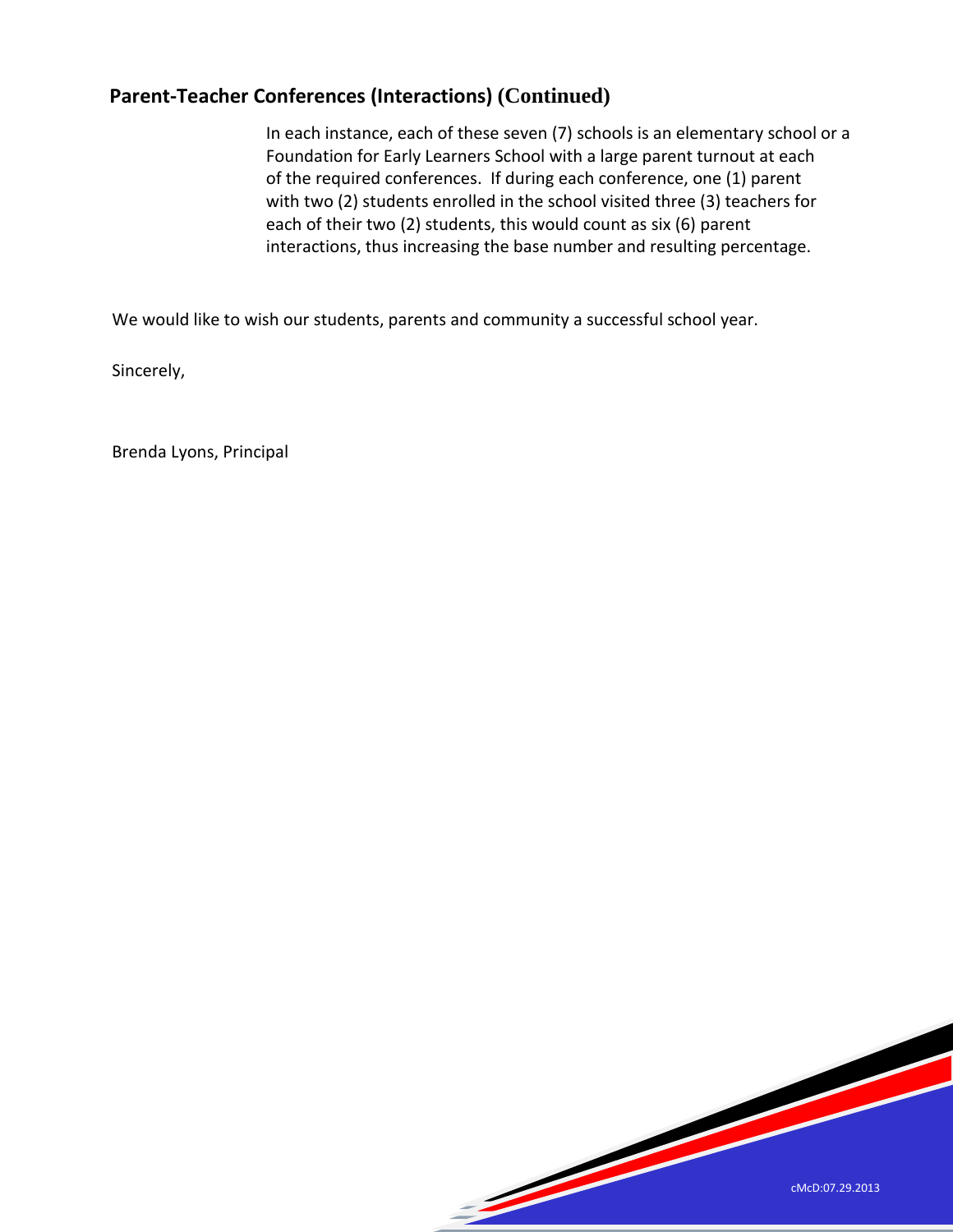## Parent-Teacher Conferences (Interactions) (Continued)

In each instance, each of these seven (7) schools is an elementary school or a Foundation for Early Learners School with a large parent turnout at each of the required conferences. If during each conference, one (1) parent with two (2) students enrolled in the school visited three (3) teachers for each of their two (2) students, this would count as six (6) parent interactions, thus increasing the base number and resulting percentage.

We would like to wish our students, parents and community a successful school year.

Sincerely,

Brenda Lyons, Principal

cMcD:07.29.2013